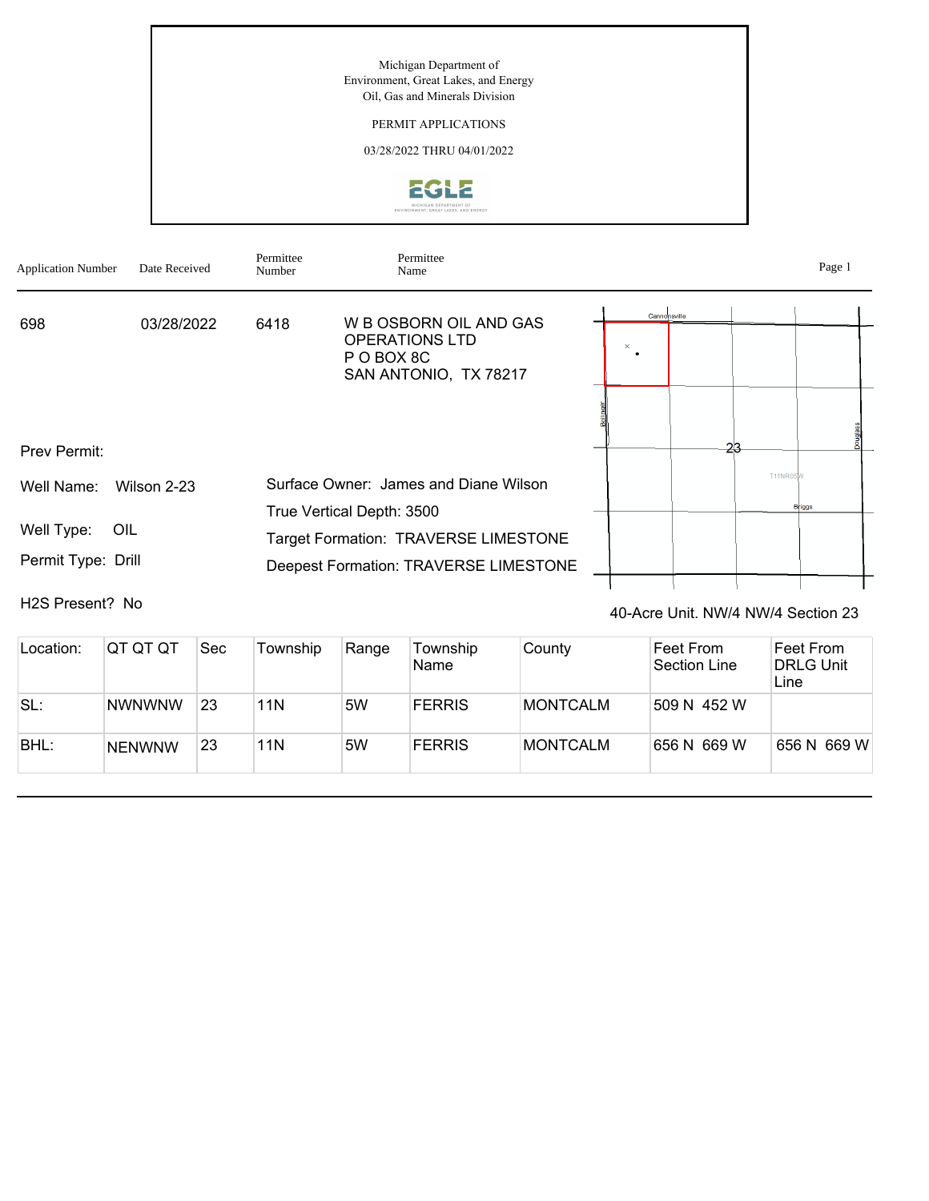Michigan Department of
Environment, Great Lakes, and Energy
Oil, Gas and Minerals Division

PERMIT APPLICATIONS

03/28/2022 THRU 04/01/2022

| Application Number | Date Received | Permittee Number | Permittee Name |
|---|---|---|---|
| 698 | 03/28/2022 | 6418 | W B OSBORN OIL AND GAS OPERATIONS LTD<br>P O BOX 8C<br>SAN ANTONIO, TX 78217 |

Prev Permit:

Well Name: Wilson 2-23

Well Type: OIL

Permit Type: Drill

H2S Present? No

Surface Owner: James and Diane Wilson

True Vertical Depth: 3500

Target Formation: TRAVERSE LIMESTONE

Deepest Formation: TRAVERSE LIMESTONE

40-Acre Unit. NW/4 NW/4 Section 23

| Location: | QT QT QT | Sec | Township | Range | Township Name | County | Feet From Section Line | Feet From DRLG Unit Line |
|---|---|---|---|---|---|---|---|---|
| SL: | NWNWNW | 23 | 11N | 5W | FERRIS | MONTCALM | 509 N 452 W | |
| BHL: | NENWNW | 23 | 11N | 5W | FERRIS | MONTCALM | 656 N 669 W | 656 N 669 W |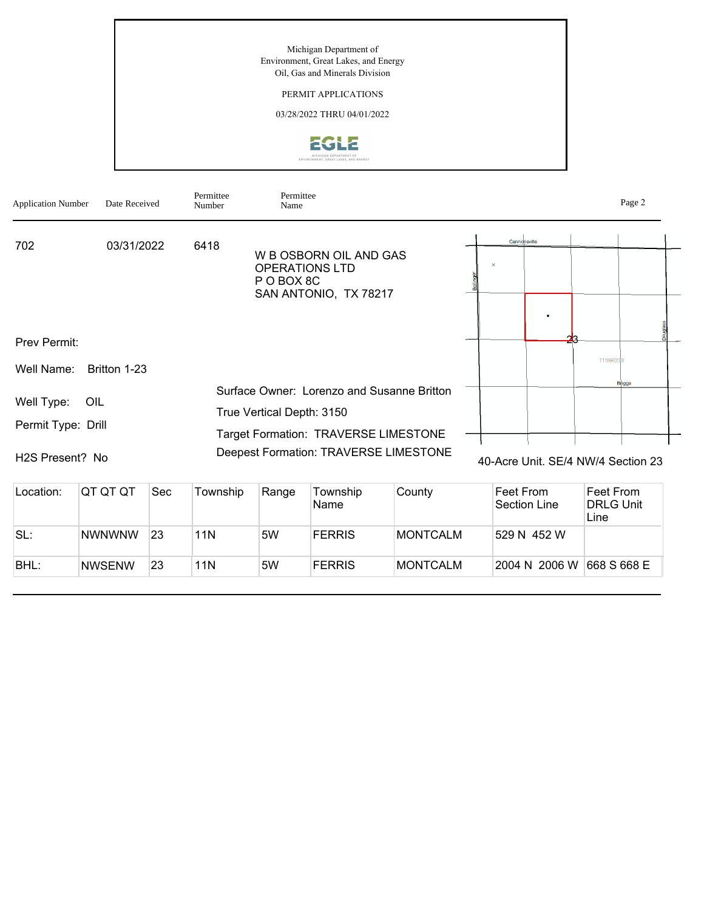Michigan Department of
Environment, Great Lakes, and Energy
Oil, Gas and Minerals Division

PERMIT APPLICATIONS

03/28/2022 THRU 04/01/2022

| Application Number | Date Received | Permittee Number | Permittee Name |
|---|---|---|---|
| 702 | 03/31/2022 | 6418 | W B OSBORN OIL AND GAS OPERATIONS LTD<br>P O BOX 8C<br>SAN ANTONIO, TX 78217 |

Prev Permit:

Well Name: Britton 1-23

Well Type: OIL

Permit Type: Drill

H2S Present? No

Surface Owner: Lorenzo and Susanne Britton

True Vertical Depth: 3150

Target Formation: TRAVERSE LIMESTONE

Deepest Formation: TRAVERSE LIMESTONE

40-Acre Unit. SE/4 NW/4 Section 23

| Location: | QT QT QT | Sec | Township | Range | Township Name | County | Feet From Section Line | Feet From DRLG Unit Line |
|---|---|---|---|---|---|---|---|---|
| SL: | NWNWNW | 23 | 11N | 5W | FERRIS | MONTCALM | 529 N 452 W | |
| BHL: | NWSENW | 23 | 11N | 5W | FERRIS | MONTCALM | 2004 N 2006 W | 668 S 668 E |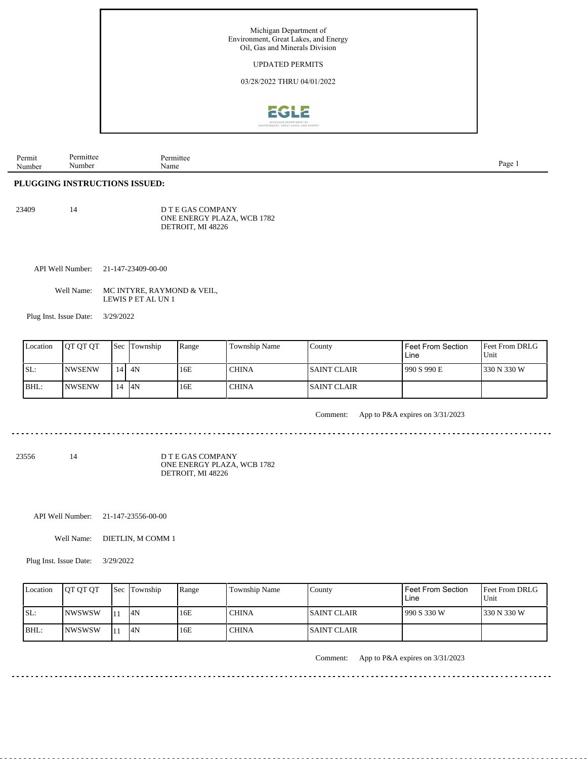Michigan Department of
Environment, Great Lakes, and Energy
Oil, Gas and Minerals Division

UPDATED PERMITS

03/28/2022 THRU 04/01/2022

| Permit Number | Permittee Number | Permittee Name |
|---|---|---|

## PLUGGING INSTRUCTIONS ISSUED:

23409 &nbsp;&nbsp; 14 &nbsp;&nbsp; D T E GAS COMPANY
ONE ENERGY PLAZA, WCB 1782
DETROIT, MI 48226

API Well Number: 21-147-23409-00-00

Well Name: MC INTYRE, RAYMOND & VEIL, LEWIS P ET AL UN 1

Plug Inst. Issue Date: 3/29/2022

| Location | QT QT QT | Sec | Township | Range | Township Name | County | Feet From Section Line | Feet From DRLG Unit |
|---|---|---|---|---|---|---|---|---|
| SL: | NWSENW | 14 | 4N | 16E | CHINA | SAINT CLAIR | 990 S 990 E | 330 N 330 W |
| BHL: | NWSENW | 14 | 4N | 16E | CHINA | SAINT CLAIR | | |

Comment: App to P&A expires on 3/31/2023

---

23556 &nbsp;&nbsp; 14 &nbsp;&nbsp; D T E GAS COMPANY
ONE ENERGY PLAZA, WCB 1782
DETROIT, MI 48226

API Well Number: 21-147-23556-00-00

Well Name: DIETLIN, M COMM 1

Plug Inst. Issue Date: 3/29/2022

| Location | QT QT QT | Sec | Township | Range | Township Name | County | Feet From Section Line | Feet From DRLG Unit |
|---|---|---|---|---|---|---|---|---|
| SL: | NWSWSW | 11 | 4N | 16E | CHINA | SAINT CLAIR | 990 S 330 W | 330 N 330 W |
| BHL: | NWSWSW | 11 | 4N | 16E | CHINA | SAINT CLAIR | | |

Comment: App to P&A expires on 3/31/2023

---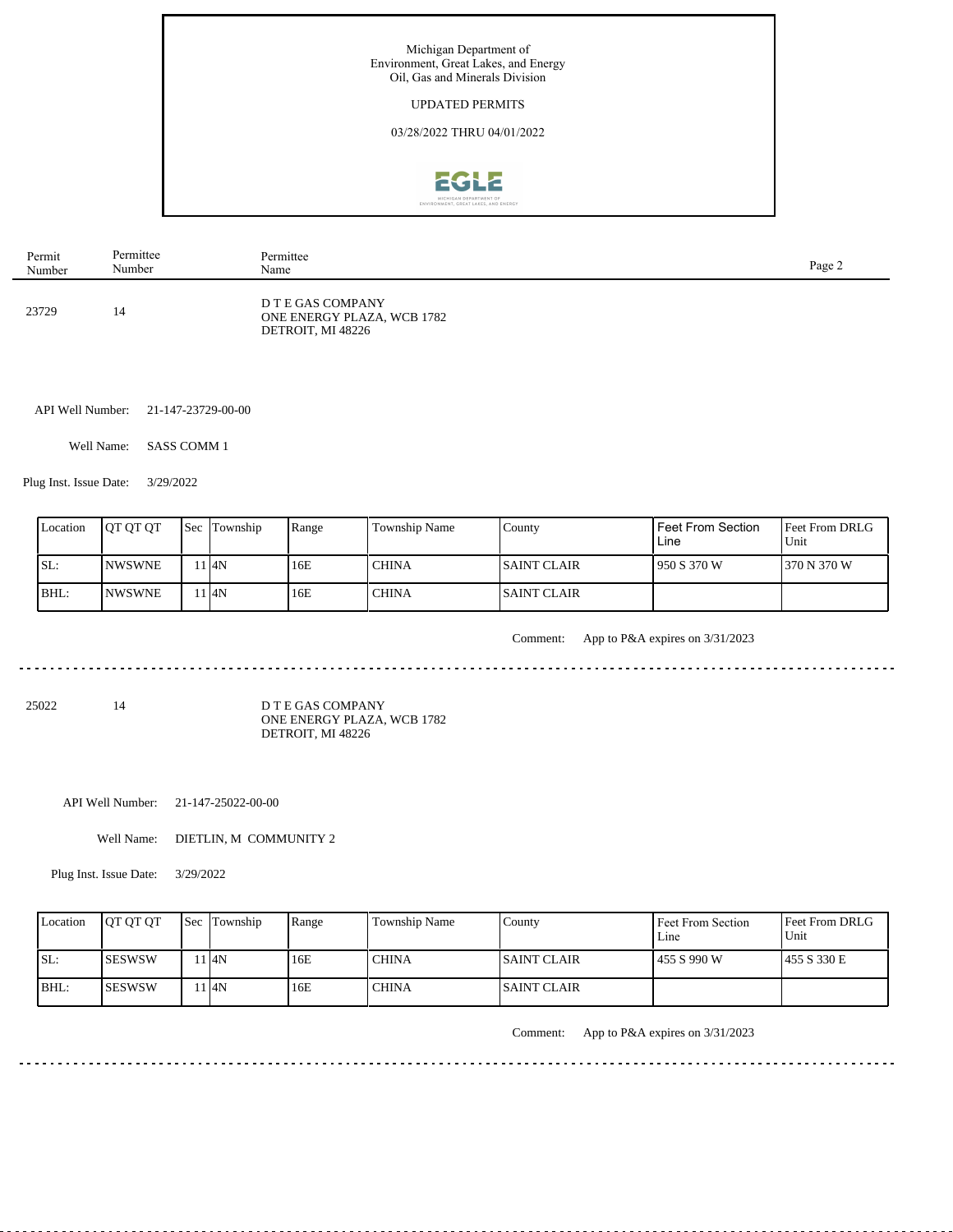Michigan Department of
Environment, Great Lakes, and Energy
Oil, Gas and Minerals Division

UPDATED PERMITS

03/28/2022 THRU 04/01/2022

| Permit Number | Permittee Number | Permittee Name |
|---|---|---|
| 23729 | 14 | D T E GAS COMPANY<br>ONE ENERGY PLAZA, WCB 1782<br>DETROIT, MI 48226 |

API Well Number: 21-147-23729-00-00

Well Name: SASS COMM 1

Plug Inst. Issue Date: 3/29/2022

| Location | QT QT QT | Sec | Township | Range | Township Name | County | Feet From Section Line | Feet From DRLG Unit |
|---|---|---|---|---|---|---|---|---|
| SL: | NWSWNE | 11 | 4N | 16E | CHINA | SAINT CLAIR | 950 S 370 W | 370 N 370 W |
| BHL: | NWSWNE | 11 | 4N | 16E | CHINA | SAINT CLAIR | | |

Comment: App to P&A expires on 3/31/2023

---

| Permit Number | Permittee Number | Permittee Name |
|---|---|---|
| 25022 | 14 | D T E GAS COMPANY<br>ONE ENERGY PLAZA, WCB 1782<br>DETROIT, MI 48226 |

API Well Number: 21-147-25022-00-00

Well Name: DIETLIN, M COMMUNITY 2

Plug Inst. Issue Date: 3/29/2022

| Location | QT QT QT | Sec | Township | Range | Township Name | County | Feet From Section Line | Feet From DRLG Unit |
|---|---|---|---|---|---|---|---|---|
| SL: | SESWSW | 11 | 4N | 16E | CHINA | SAINT CLAIR | 455 S 990 W | 455 S 330 E |
| BHL: | SESWSW | 11 | 4N | 16E | CHINA | SAINT CLAIR | | |

Comment: App to P&A expires on 3/31/2023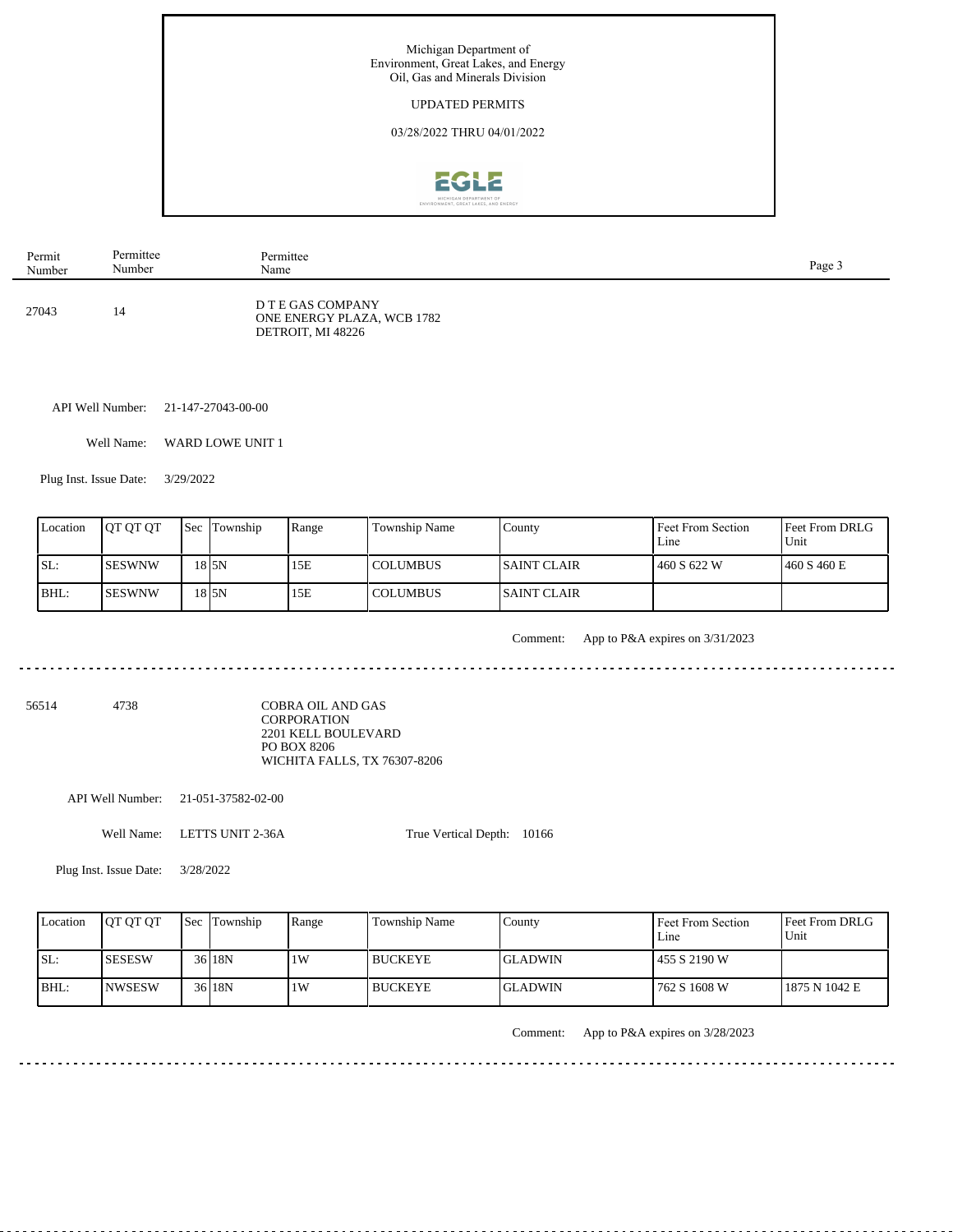Michigan Department of
Environment, Great Lakes, and Energy
Oil, Gas and Minerals Division

UPDATED PERMITS

03/28/2022 THRU 04/01/2022

| Permit Number | Permittee Number | Permittee Name |
|---|---|---|
| 27043 | 14 | D T E GAS COMPANY<br>ONE ENERGY PLAZA, WCB 1782<br>DETROIT, MI 48226 |

API Well Number: 21-147-27043-00-00

Well Name: WARD LOWE UNIT 1

Plug Inst. Issue Date: 3/29/2022

| Location | QT QT QT | Sec | Township | Range | Township Name | County | Feet From Section Line | Feet From DRLG Unit |
|---|---|---|---|---|---|---|---|---|
| SL: | SESWNW | 18 | 5N | 15E | COLUMBUS | SAINT CLAIR | 460 S 622 W | 460 S 460 E |
| BHL: | SESWNW | 18 | 5N | 15E | COLUMBUS | SAINT CLAIR | | |

Comment: App to P&A expires on 3/31/2023

---

| Permit Number | Permittee Number | Permittee Name |
|---|---|---|
| 56514 | 4738 | COBRA OIL AND GAS CORPORATION<br>2201 KELL BOULEVARD<br>PO BOX 8206<br>WICHITA FALLS, TX 76307-8206 |

API Well Number: 21-051-37582-02-00

Well Name: LETTS UNIT 2-36A

True Vertical Depth: 10166

Plug Inst. Issue Date: 3/28/2022

| Location | QT QT QT | Sec | Township | Range | Township Name | County | Feet From Section Line | Feet From DRLG Unit |
|---|---|---|---|---|---|---|---|---|
| SL: | SESESW | 36 | 18N | 1W | BUCKEYE | GLADWIN | 455 S 2190 W | |
| BHL: | NWSESW | 36 | 18N | 1W | BUCKEYE | GLADWIN | 762 S 1608 W | 1875 N 1042 E |

Comment: App to P&A expires on 3/28/2023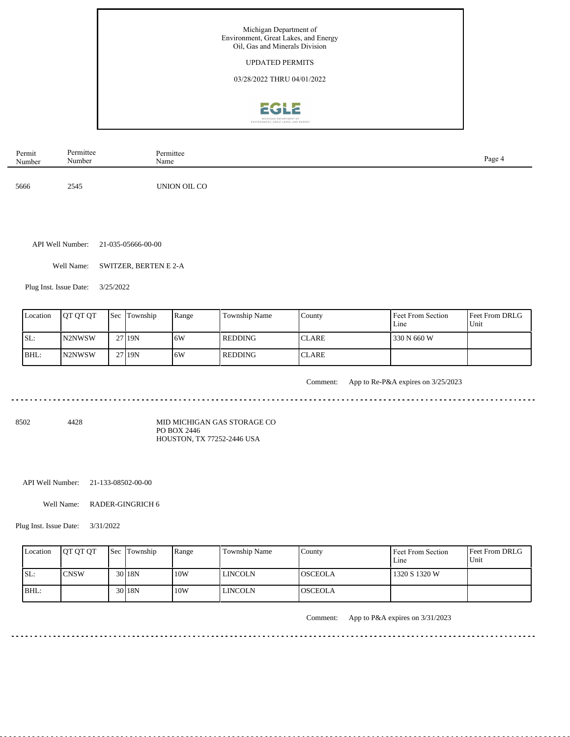Michigan Department of
Environment, Great Lakes, and Energy
Oil, Gas and Minerals Division

UPDATED PERMITS

03/28/2022 THRU 04/01/2022

| Permit Number | Permittee Number | Permittee Name |
|---|---|---|
| 5666 | 2545 | UNION OIL CO |

API Well Number: 21-035-05666-00-00

Well Name: SWITZER, BERTEN E 2-A

Plug Inst. Issue Date: 3/25/2022

| Location | QT QT QT | Sec | Township | Range | Township Name | County | Feet From Section Line | Feet From DRLG Unit |
|---|---|---|---|---|---|---|---|---|
| SL: | N2NWSW | 27 | 19N | 6W | REDDING | CLARE | 330 N 660 W | |
| BHL: | N2NWSW | 27 | 19N | 6W | REDDING | CLARE | | |

Comment: App to Re-P&A expires on 3/25/2023

---

| Permit Number | Permittee Number | Permittee Name |
|---|---|---|
| 8502 | 4428 | MID MICHIGAN GAS STORAGE CO<br>PO BOX 2446<br>HOUSTON, TX 77252-2446 USA |

API Well Number: 21-133-08502-00-00

Well Name: RADER-GINGRICH 6

Plug Inst. Issue Date: 3/31/2022

| Location | QT QT QT | Sec | Township | Range | Township Name | County | Feet From Section Line | Feet From DRLG Unit |
|---|---|---|---|---|---|---|---|---|
| SL: | CNSW | 30 | 18N | 10W | LINCOLN | OSCEOLA | 1320 S 1320 W | |
| BHL: | | 30 | 18N | 10W | LINCOLN | OSCEOLA | | |

Comment: App to P&A expires on 3/31/2023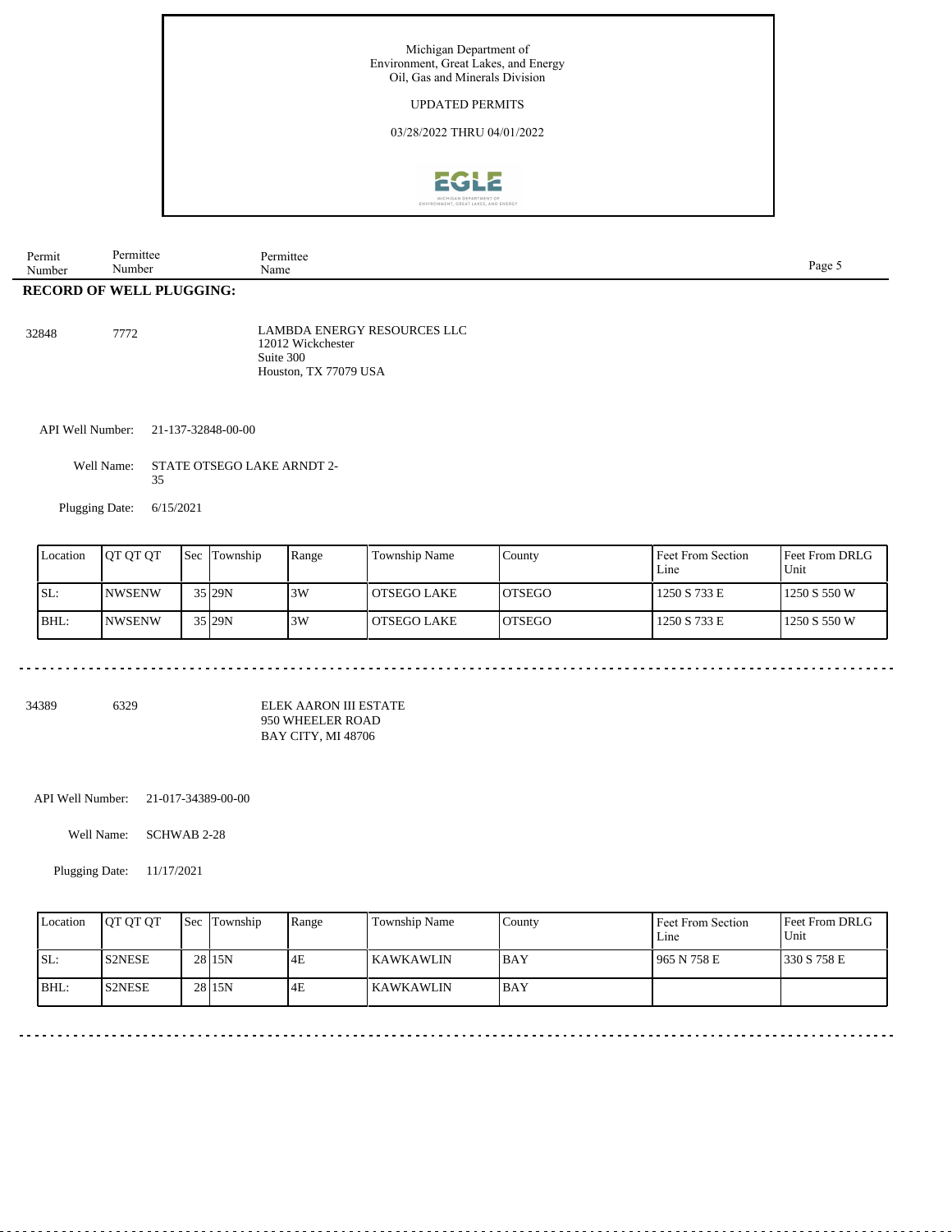Michigan Department of
Environment, Great Lakes, and Energy
Oil, Gas and Minerals Division

UPDATED PERMITS

03/28/2022 THRU 04/01/2022

| Permit Number | Permittee Number | Permittee Name |
|---|---|---|

**RECORD OF WELL PLUGGING:**

32848 7772 LAMBDA ENERGY RESOURCES LLC
12012 Wickchester
Suite 300
Houston, TX 77079 USA

API Well Number: 21-137-32848-00-00

Well Name: STATE OTSEGO LAKE ARNDT 2-35

Plugging Date: 6/15/2021

| Location | QT QT QT | Sec | Township | Range | Township Name | County | Feet From Section Line | Feet From DRLG Unit |
|---|---|---|---|---|---|---|---|---|
| SL: | NWSENW | 35 | 29N | 3W | OTSEGO LAKE | OTSEGO | 1250 S 733 E | 1250 S 550 W |
| BHL: | NWSENW | 35 | 29N | 3W | OTSEGO LAKE | OTSEGO | 1250 S 733 E | 1250 S 550 W |

---

34389 6329 ELEK AARON III ESTATE
950 WHEELER ROAD
BAY CITY, MI 48706

API Well Number: 21-017-34389-00-00

Well Name: SCHWAB 2-28

Plugging Date: 11/17/2021

| Location | QT QT QT | Sec | Township | Range | Township Name | County | Feet From Section Line | Feet From DRLG Unit |
|---|---|---|---|---|---|---|---|---|
| SL: | S2NESE | 28 | 15N | 4E | KAWKAWLIN | BAY | 965 N 758 E | 330 S 758 E |
| BHL: | S2NESE | 28 | 15N | 4E | KAWKAWLIN | BAY | | |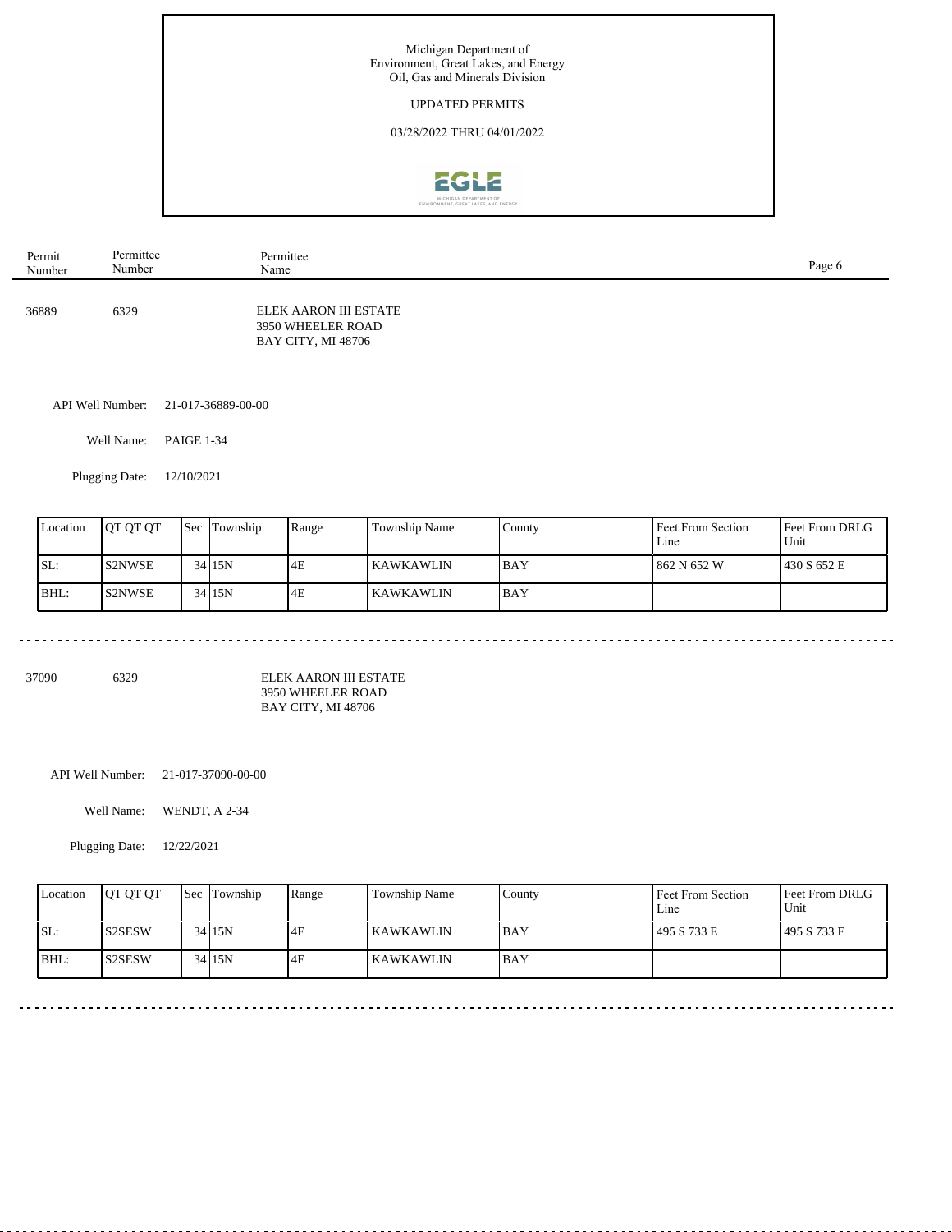Michigan Department of Environment, Great Lakes, and Energy
Oil, Gas and Minerals Division

UPDATED PERMITS

03/28/2022 THRU 04/01/2022

| Permit Number | Permittee Number | Permittee Name |
|---|---|---|

36889 6329 ELEK AARON III ESTATE
3950 WHEELER ROAD
BAY CITY, MI 48706

API Well Number: 21-017-36889-00-00

Well Name: PAIGE 1-34

Plugging Date: 12/10/2021

| Location | QT QT QT | Sec | Township | Range | Township Name | County | Feet From Section Line | Feet From DRLG Unit |
|---|---|---|---|---|---|---|---|---|
| SL: | S2NWSE | 34 | 15N | 4E | KAWKAWLIN | BAY | 862 N 652 W | 430 S 652 E |
| BHL: | S2NWSE | 34 | 15N | 4E | KAWKAWLIN | BAY | | |

---

37090 6329 ELEK AARON III ESTATE
3950 WHEELER ROAD
BAY CITY, MI 48706

API Well Number: 21-017-37090-00-00

Well Name: WENDT, A 2-34

Plugging Date: 12/22/2021

| Location | QT QT QT | Sec | Township | Range | Township Name | County | Feet From Section Line | Feet From DRLG Unit |
|---|---|---|---|---|---|---|---|---|
| SL: | S2SESW | 34 | 15N | 4E | KAWKAWLIN | BAY | 495 S 733 E | 495 S 733 E |
| BHL: | S2SESW | 34 | 15N | 4E | KAWKAWLIN | BAY | | |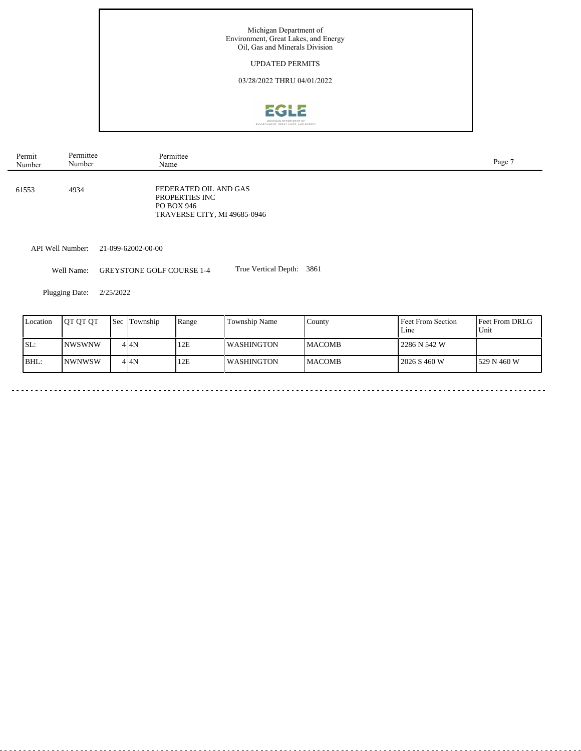Michigan Department of Environment, Great Lakes, and Energy
Oil, Gas and Minerals Division

UPDATED PERMITS

03/28/2022 THRU 04/01/2022

| Permit Number | Permittee Number | Permittee Name |
|---|---|---|
| 61553 | 4934 | FEDERATED OIL AND GAS PROPERTIES INC<br>PO BOX 946<br>TRAVERSE CITY, MI 49685-0946 |

API Well Number: 21-099-62002-00-00

Well Name: GREYSTONE GOLF COURSE 1-4

True Vertical Depth: 3861

Plugging Date: 2/25/2022

| Location | QT QT QT | Sec | Township | Range | Township Name | County | Feet From Section Line | Feet From DRLG Unit |
|---|---|---|---|---|---|---|---|---|
| SL: | NWSWNW | 4 | 4N | 12E | WASHINGTON | MACOMB | 2286 N 542 W | |
| BHL: | NWNWSW | 4 | 4N | 12E | WASHINGTON | MACOMB | 2026 S 460 W | 529 N 460 W |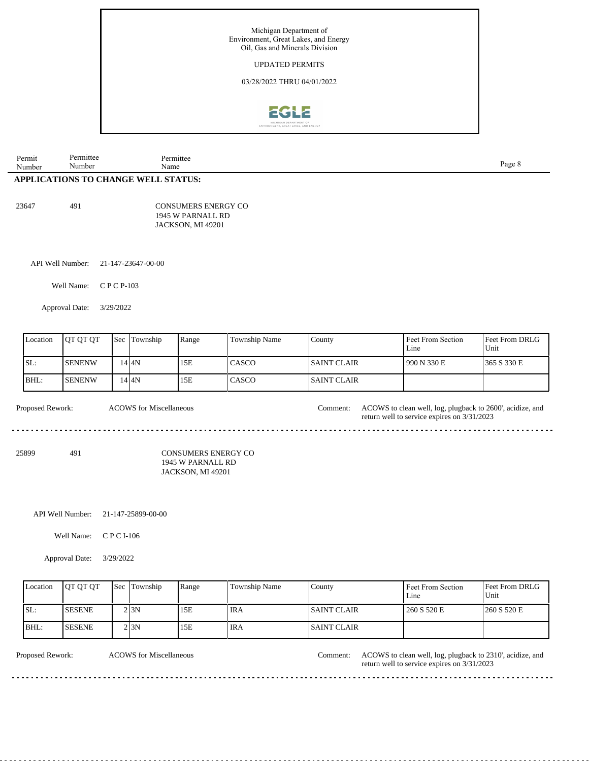Michigan Department of Environment, Great Lakes, and Energy
Oil, Gas and Minerals Division

UPDATED PERMITS

03/28/2022 THRU 04/01/2022

| Permit Number | Permittee Number | Permittee Name |
|---|---|---|

## APPLICATIONS TO CHANGE WELL STATUS:

23647 491 CONSUMERS ENERGY CO
1945 W PARNALL RD
JACKSON, MI 49201

API Well Number: 21-147-23647-00-00

Well Name: C P C P-103

Approval Date: 3/29/2022

| Location | QT QT QT | Sec | Township | Range | Township Name | County | Feet From Section Line | Feet From DRLG Unit |
|---|---|---|---|---|---|---|---|---|
| SL: | SENENW | 14 | 4N | 15E | CASCO | SAINT CLAIR | 990 N 330 E | 365 S 330 E |
| BHL: | SENENW | 14 | 4N | 15E | CASCO | SAINT CLAIR | | |

Proposed Rework: ACOWS for Miscellaneous

Comment: ACOWS to clean well, log, plugback to 2600', acidize, and return well to service expires on 3/31/2023

---

25899 491 CONSUMERS ENERGY CO
1945 W PARNALL RD
JACKSON, MI 49201

API Well Number: 21-147-25899-00-00

Well Name: C P C I-106

Approval Date: 3/29/2022

| Location | QT QT QT | Sec | Township | Range | Township Name | County | Feet From Section Line | Feet From DRLG Unit |
|---|---|---|---|---|---|---|---|---|
| SL: | SESENE | 2 | 3N | 15E | IRA | SAINT CLAIR | 260 S 520 E | 260 S 520 E |
| BHL: | SESENE | 2 | 3N | 15E | IRA | SAINT CLAIR | | |

Proposed Rework: ACOWS for Miscellaneous

Comment: ACOWS to clean well, log, plugback to 2310', acidize, and return well to service expires on 3/31/2023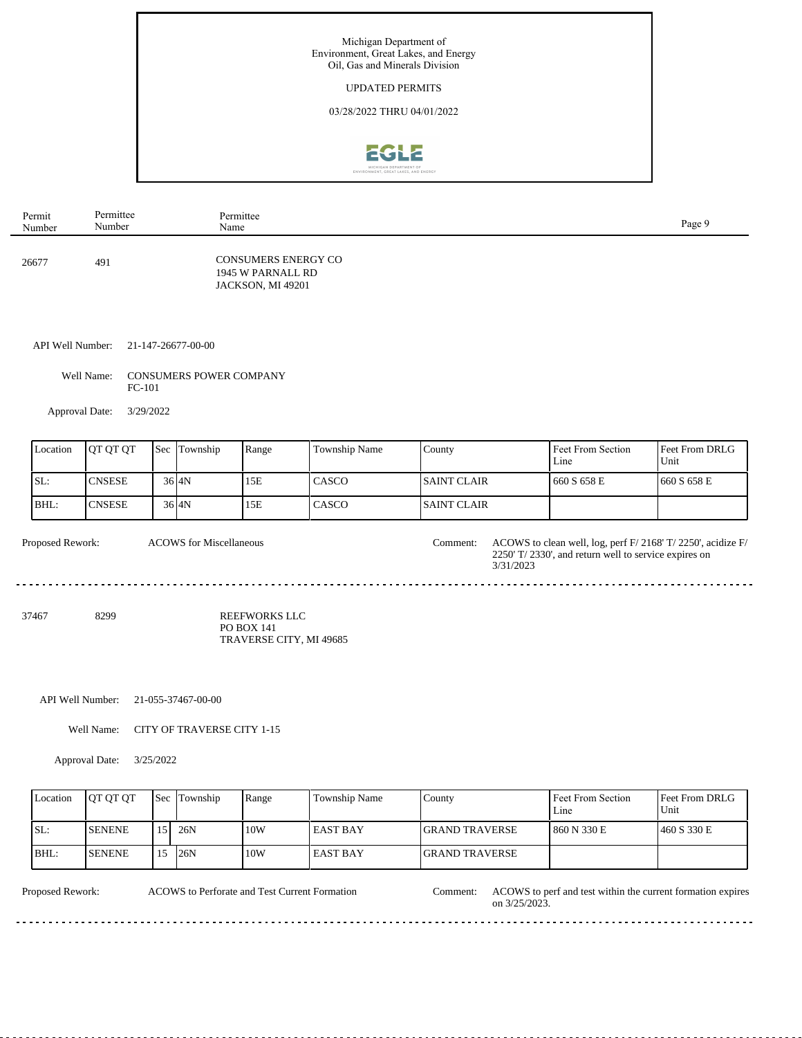Michigan Department of
Environment, Great Lakes, and Energy
Oil, Gas and Minerals Division

UPDATED PERMITS

03/28/2022 THRU 04/01/2022

| Permit Number | Permittee Number | Permittee Name |
|---|---|---|
| 26677 | 491 | CONSUMERS ENERGY CO<br>1945 W PARNALL RD<br>JACKSON, MI 49201 |

API Well Number: 21-147-26677-00-00

Well Name: CONSUMERS POWER COMPANY FC-101

Approval Date: 3/29/2022

| Location | QT QT QT | Sec | Township | Range | Township Name | County | Feet From Section Line | Feet From DRLG Unit |
|---|---|---|---|---|---|---|---|---|
| SL: | CNSESE | 36 | 4N | 15E | CASCO | SAINT CLAIR | 660 S 658 E | 660 S 658 E |
| BHL: | CNSESE | 36 | 4N | 15E | CASCO | SAINT CLAIR | | |

Proposed Rework: ACOWS for Miscellaneous

Comment: ACOWS to clean well, log, perf F/ 2168' T/ 2250', acidize F/ 2250' T/ 2330', and return well to service expires on 3/31/2023

---

| Permit Number | Permittee Number | Permittee Name |
|---|---|---|
| 37467 | 8299 | REEFWORKS LLC<br>PO BOX 141<br>TRAVERSE CITY, MI 49685 |

API Well Number: 21-055-37467-00-00

Well Name: CITY OF TRAVERSE CITY 1-15

Approval Date: 3/25/2022

| Location | QT QT QT | Sec | Township | Range | Township Name | County | Feet From Section Line | Feet From DRLG Unit |
|---|---|---|---|---|---|---|---|---|
| SL: | SENENE | 15 | 26N | 10W | EAST BAY | GRAND TRAVERSE | 860 N 330 E | 460 S 330 E |
| BHL: | SENENE | 15 | 26N | 10W | EAST BAY | GRAND TRAVERSE | | |

Proposed Rework: ACOWS to Perforate and Test Current Formation

Comment: ACOWS to perf and test within the current formation expires on 3/25/2023.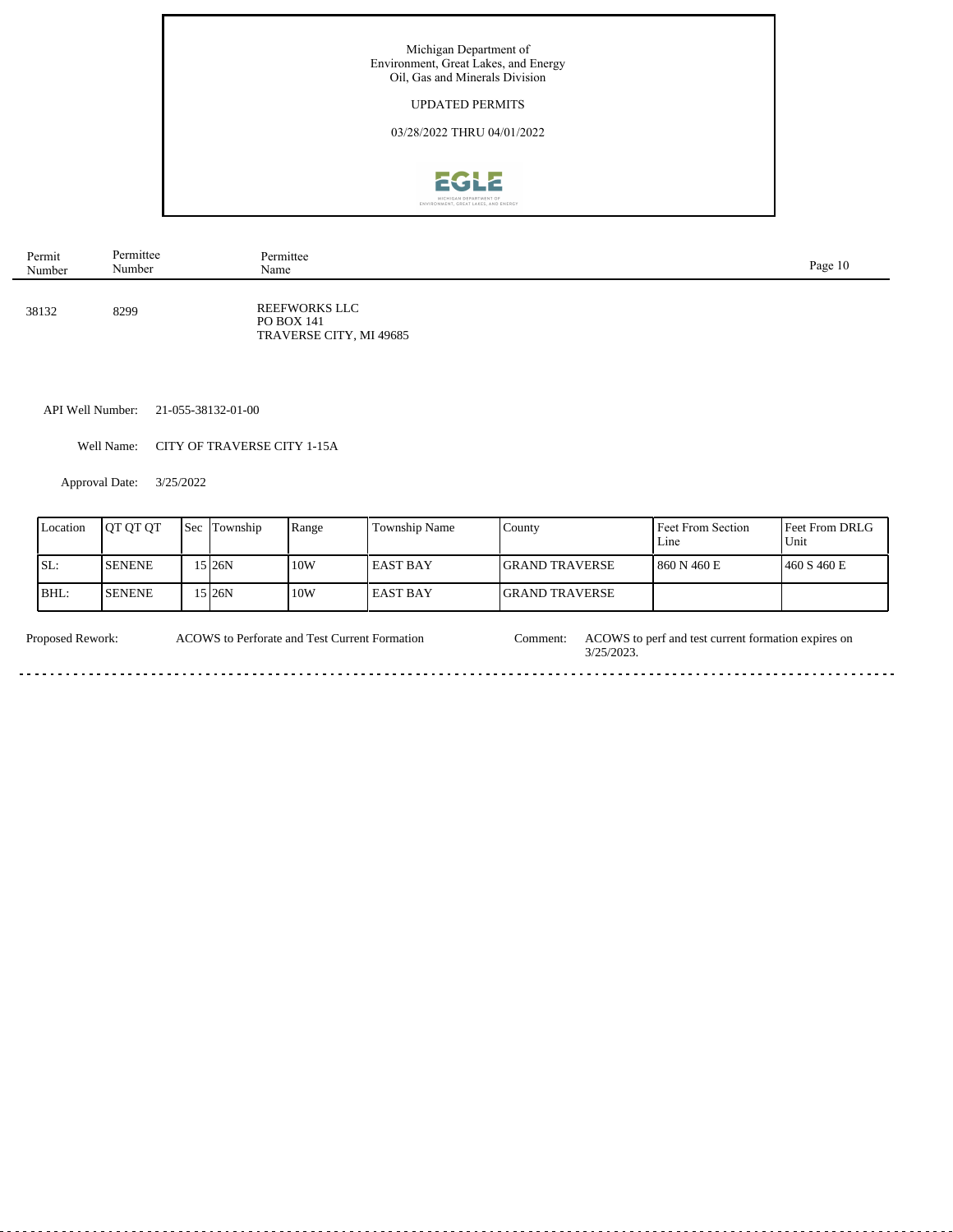Michigan Department of
Environment, Great Lakes, and Energy
Oil, Gas and Minerals Division

UPDATED PERMITS

03/28/2022 THRU 04/01/2022

| Permit Number | Permittee Number | Permittee Name |
|---|---|---|
| 38132 | 8299 | REEFWORKS LLC<br>PO BOX 141<br>TRAVERSE CITY, MI 49685 |

API Well Number: 21-055-38132-01-00

Well Name: CITY OF TRAVERSE CITY 1-15A

Approval Date: 3/25/2022

| Location | QT QT QT | Sec | Township | Range | Township Name | County | Feet From Section Line | Feet From DRLG Unit |
|---|---|---|---|---|---|---|---|---|
| SL: | SENENE | 15 | 26N | 10W | EAST BAY | GRAND TRAVERSE | 860 N 460 E | 460 S 460 E |
| BHL: | SENENE | 15 | 26N | 10W | EAST BAY | GRAND TRAVERSE | | |

Proposed Rework: ACOWS to Perforate and Test Current Formation

Comment: ACOWS to perf and test current formation expires on 3/25/2023.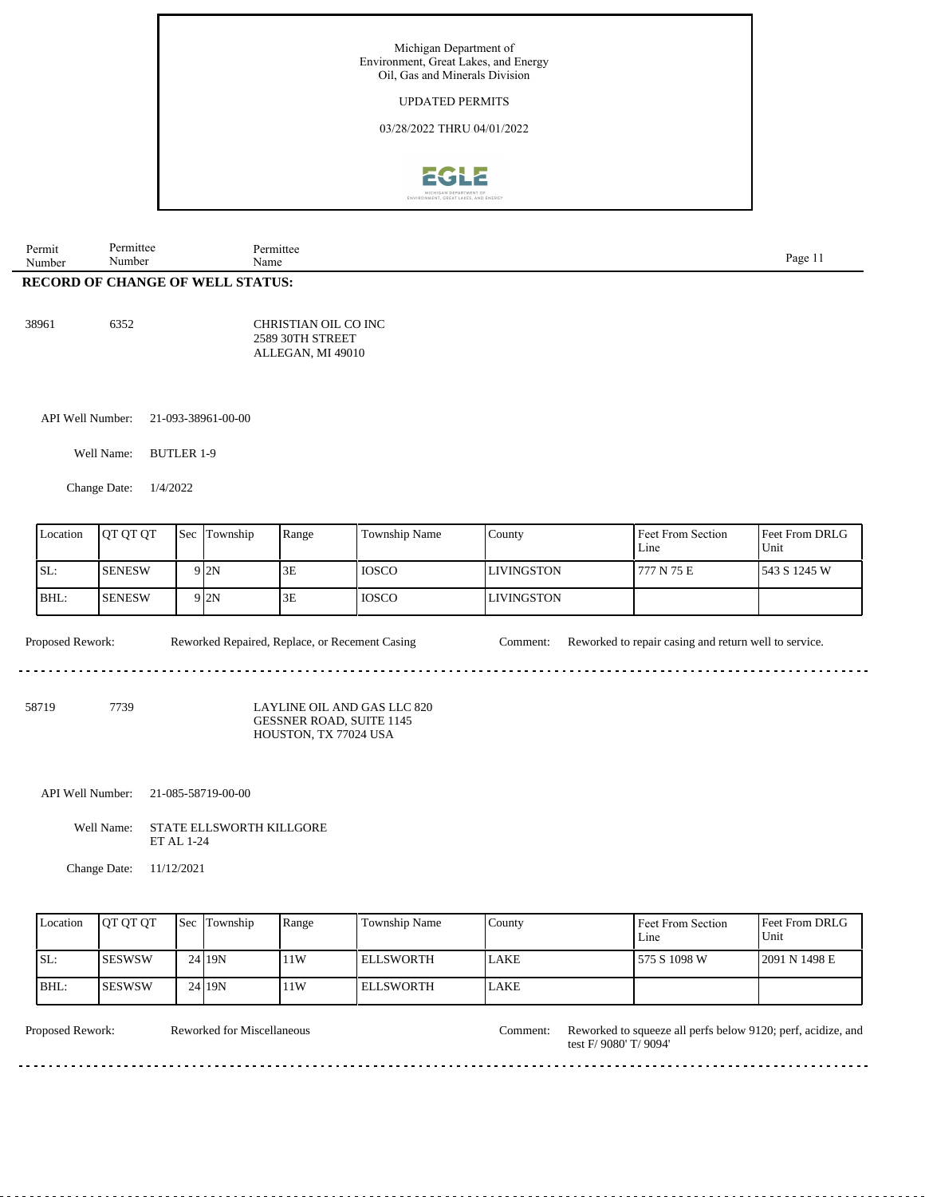Michigan Department of
Environment, Great Lakes, and Energy
Oil, Gas and Minerals Division

UPDATED PERMITS

03/28/2022 THRU 04/01/2022

| Permit Number | Permittee Number | Permittee Name |
|---|---|---|

## RECORD OF CHANGE OF WELL STATUS:

38961 6352 CHRISTIAN OIL CO INC
2589 30TH STREET
ALLEGAN, MI 49010

API Well Number: 21-093-38961-00-00

Well Name: BUTLER 1-9

Change Date: 1/4/2022

| Location | QT QT QT | Sec | Township | Range | Township Name | County | Feet From Section Line | Feet From DRLG Unit |
|---|---|---|---|---|---|---|---|---|
| SL: | SENESW | 9 | 2N | 3E | IOSCO | LIVINGSTON | 777 N 75 E | 543 S 1245 W |
| BHL: | SENESW | 9 | 2N | 3E | IOSCO | LIVINGSTON | | |

Proposed Rework: Reworked Repaired, Replace, or Recement Casing

Comment: Reworked to repair casing and return well to service.

---

58719 7739 LAYLINE OIL AND GAS LLC 820
GESSNER ROAD, SUITE 1145
HOUSTON, TX 77024 USA

API Well Number: 21-085-58719-00-00

Well Name: STATE ELLSWORTH KILLGORE ET AL 1-24

Change Date: 11/12/2021

| Location | QT QT QT | Sec | Township | Range | Township Name | County | Feet From Section Line | Feet From DRLG Unit |
|---|---|---|---|---|---|---|---|---|
| SL: | SESWSW | 24 | 19N | 11W | ELLSWORTH | LAKE | 575 S 1098 W | 2091 N 1498 E |
| BHL: | SESWSW | 24 | 19N | 11W | ELLSWORTH | LAKE | | |

Proposed Rework: Reworked for Miscellaneous

Comment: Reworked to squeeze all perfs below 9120; perf, acidize, and test F/ 9080' T/ 9094'